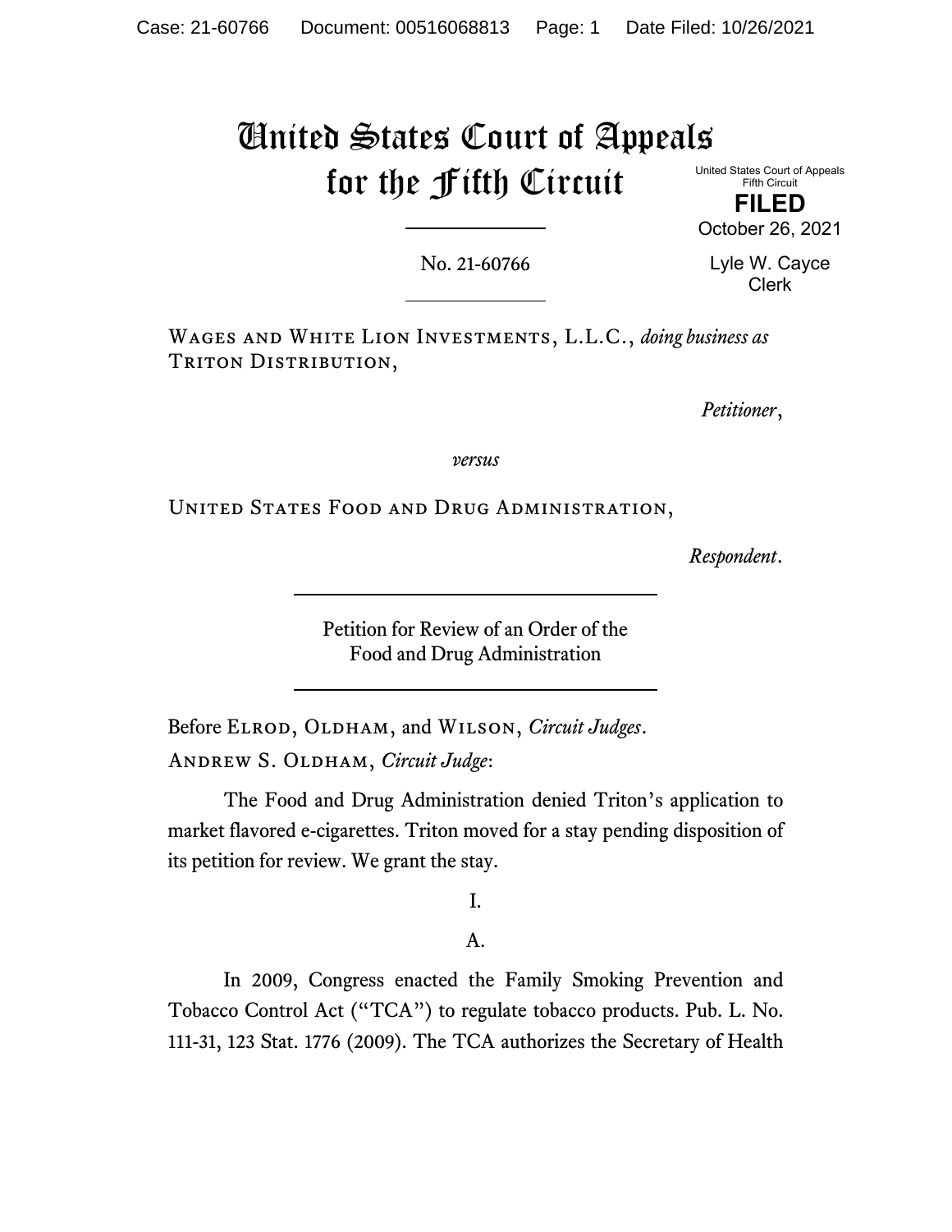# United States Court of Appeals for the Fifth Circuit

United States Court of Appeals
Fifth Circuit

**FILED**

October 26, 2021

Lyle W. Cayce
Clerk

No. 21-60766

---

Wages and White Lion Investments, L.L.C., *doing business as* Triton Distribution,

*Petitioner*,

*versus*

United States Food and Drug Administration,

*Respondent*.

---

Petition for Review of an Order of the Food and Drug Administration

---

Before Elrod, Oldham, and Wilson, *Circuit Judges*.

Andrew S. Oldham, *Circuit Judge*:

The Food and Drug Administration denied Triton's application to market flavored e-cigarettes. Triton moved for a stay pending disposition of its petition for review. We grant the stay.

I.

A.

In 2009, Congress enacted the Family Smoking Prevention and Tobacco Control Act ("TCA") to regulate tobacco products. Pub. L. No. 111-31, 123 Stat. 1776 (2009). The TCA authorizes the Secretary of Health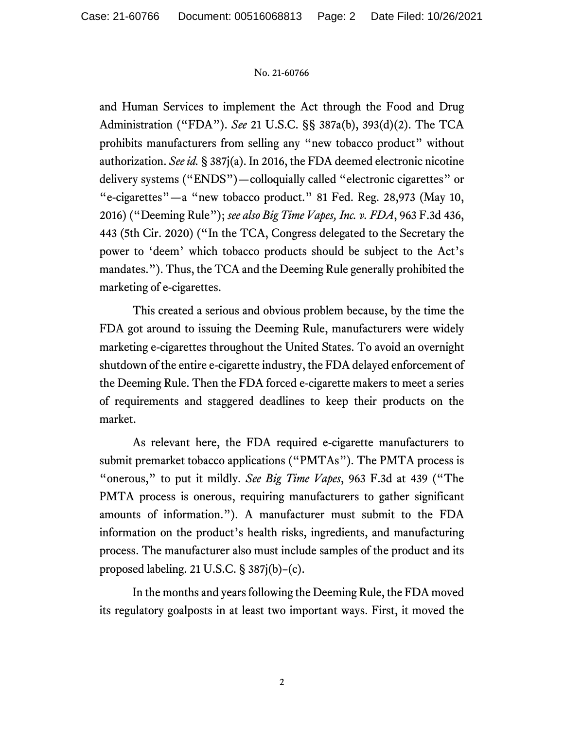and Human Services to implement the Act through the Food and Drug Administration ("FDA"). *See* 21 U.S.C. §§ 387a(b), 393(d)(2). The TCA prohibits manufacturers from selling any "new tobacco product" without authorization. *See id.* § 387j(a). In 2016, the FDA deemed electronic nicotine delivery systems ("ENDS")—colloquially called "electronic cigarettes" or "e-cigarettes"—a "new tobacco product." 81 Fed. Reg. 28,973 (May 10, 2016) ("Deeming Rule"); *see also Big Time Vapes, Inc. v. FDA*, 963 F.3d 436, 443 (5th Cir. 2020) ("In the TCA, Congress delegated to the Secretary the power to 'deem' which tobacco products should be subject to the Act's mandates."). Thus, the TCA and the Deeming Rule generally prohibited the marketing of e-cigarettes.

This created a serious and obvious problem because, by the time the FDA got around to issuing the Deeming Rule, manufacturers were widely marketing e-cigarettes throughout the United States. To avoid an overnight shutdown of the entire e-cigarette industry, the FDA delayed enforcement of the Deeming Rule. Then the FDA forced e-cigarette makers to meet a series of requirements and staggered deadlines to keep their products on the market.

As relevant here, the FDA required e-cigarette manufacturers to submit premarket tobacco applications ("PMTAs"). The PMTA process is "onerous," to put it mildly. *See Big Time Vapes*, 963 F.3d at 439 ("The PMTA process is onerous, requiring manufacturers to gather significant amounts of information."). A manufacturer must submit to the FDA information on the product's health risks, ingredients, and manufacturing process. The manufacturer also must include samples of the product and its proposed labeling. 21 U.S.C. § 387j(b)–(c).

In the months and years following the Deeming Rule, the FDA moved its regulatory goalposts in at least two important ways. First, it moved the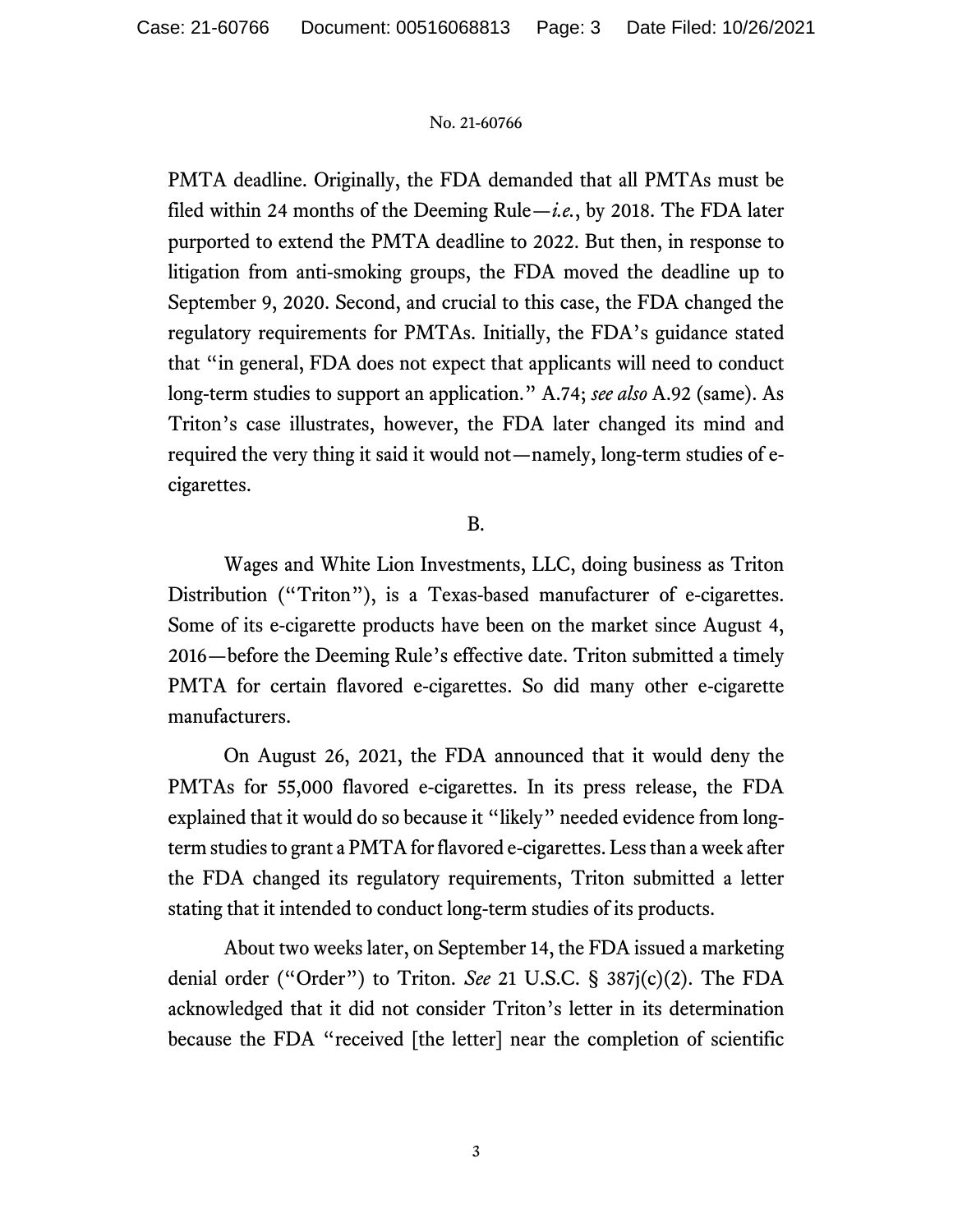PMTA deadline. Originally, the FDA demanded that all PMTAs must be filed within 24 months of the Deeming Rule—*i.e.*, by 2018. The FDA later purported to extend the PMTA deadline to 2022. But then, in response to litigation from anti-smoking groups, the FDA moved the deadline up to September 9, 2020. Second, and crucial to this case, the FDA changed the regulatory requirements for PMTAs. Initially, the FDA's guidance stated that "in general, FDA does not expect that applicants will need to conduct long-term studies to support an application." A.74; *see also* A.92 (same). As Triton's case illustrates, however, the FDA later changed its mind and required the very thing it said it would not—namely, long-term studies of e-cigarettes.

B.

Wages and White Lion Investments, LLC, doing business as Triton Distribution ("Triton"), is a Texas-based manufacturer of e-cigarettes. Some of its e-cigarette products have been on the market since August 4, 2016—before the Deeming Rule's effective date. Triton submitted a timely PMTA for certain flavored e-cigarettes. So did many other e-cigarette manufacturers.

On August 26, 2021, the FDA announced that it would deny the PMTAs for 55,000 flavored e-cigarettes. In its press release, the FDA explained that it would do so because it "likely" needed evidence from long-term studies to grant a PMTA for flavored e-cigarettes. Less than a week after the FDA changed its regulatory requirements, Triton submitted a letter stating that it intended to conduct long-term studies of its products.

About two weeks later, on September 14, the FDA issued a marketing denial order ("Order") to Triton. *See* 21 U.S.C. § 387j(c)(2). The FDA acknowledged that it did not consider Triton's letter in its determination because the FDA "received [the letter] near the completion of scientific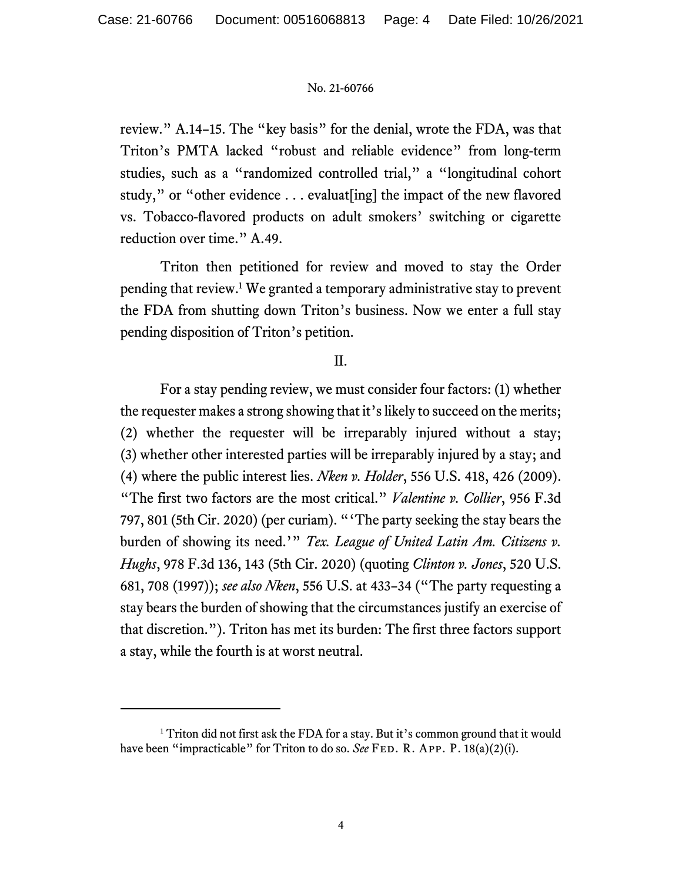review." A.14–15. The "key basis" for the denial, wrote the FDA, was that Triton's PMTA lacked "robust and reliable evidence" from long-term studies, such as a "randomized controlled trial," a "longitudinal cohort study," or "other evidence . . . evaluat[ing] the impact of the new flavored vs. Tobacco-flavored products on adult smokers' switching or cigarette reduction over time." A.49.

Triton then petitioned for review and moved to stay the Order pending that review.[1] We granted a temporary administrative stay to prevent the FDA from shutting down Triton's business. Now we enter a full stay pending disposition of Triton's petition.

## II.

For a stay pending review, we must consider four factors: (1) whether the requester makes a strong showing that it's likely to succeed on the merits; (2) whether the requester will be irreparably injured without a stay; (3) whether other interested parties will be irreparably injured by a stay; and (4) where the public interest lies. *Nken v. Holder*, 556 U.S. 418, 426 (2009). "The first two factors are the most critical." *Valentine v. Collier*, 956 F.3d 797, 801 (5th Cir. 2020) (per curiam). "'The party seeking the stay bears the burden of showing its need.'" *Tex. League of United Latin Am. Citizens v. Hughs*, 978 F.3d 136, 143 (5th Cir. 2020) (quoting *Clinton v. Jones*, 520 U.S. 681, 708 (1997)); *see also Nken*, 556 U.S. at 433–34 ("The party requesting a stay bears the burden of showing that the circumstances justify an exercise of that discretion."). Triton has met its burden: The first three factors support a stay, while the fourth is at worst neutral.

---

[1] Triton did not first ask the FDA for a stay. But it's common ground that it would have been "impracticable" for Triton to do so. *See* Fed. R. App. P. 18(a)(2)(i).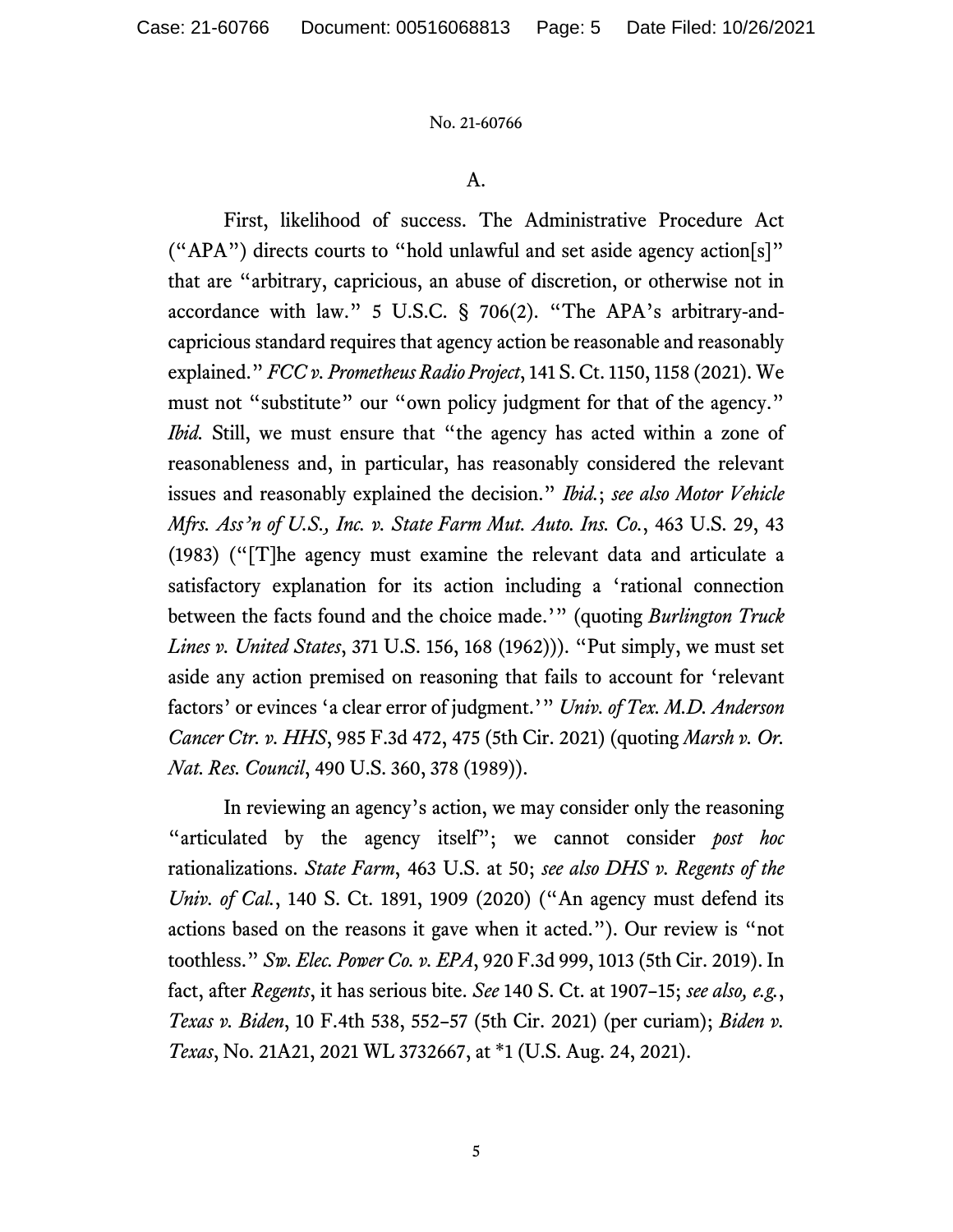### A.

First, likelihood of success. The Administrative Procedure Act ("APA") directs courts to "hold unlawful and set aside agency action[s]" that are "arbitrary, capricious, an abuse of discretion, or otherwise not in accordance with law." 5 U.S.C. § 706(2). "The APA's arbitrary-and-capricious standard requires that agency action be reasonable and reasonably explained." *FCC v. Prometheus Radio Project*, 141 S. Ct. 1150, 1158 (2021). We must not "substitute" our "own policy judgment for that of the agency." *Ibid.* Still, we must ensure that "the agency has acted within a zone of reasonableness and, in particular, has reasonably considered the relevant issues and reasonably explained the decision." *Ibid.*; *see also Motor Vehicle Mfrs. Ass'n of U.S., Inc. v. State Farm Mut. Auto. Ins. Co.*, 463 U.S. 29, 43 (1983) ("[T]he agency must examine the relevant data and articulate a satisfactory explanation for its action including a 'rational connection between the facts found and the choice made.'" (quoting *Burlington Truck Lines v. United States*, 371 U.S. 156, 168 (1962))). "Put simply, we must set aside any action premised on reasoning that fails to account for 'relevant factors' or evinces 'a clear error of judgment.'" *Univ. of Tex. M.D. Anderson Cancer Ctr. v. HHS*, 985 F.3d 472, 475 (5th Cir. 2021) (quoting *Marsh v. Or. Nat. Res. Council*, 490 U.S. 360, 378 (1989)).

In reviewing an agency's action, we may consider only the reasoning "articulated by the agency itself"; we cannot consider *post hoc* rationalizations. *State Farm*, 463 U.S. at 50; *see also DHS v. Regents of the Univ. of Cal.*, 140 S. Ct. 1891, 1909 (2020) ("An agency must defend its actions based on the reasons it gave when it acted."). Our review is "not toothless." *Sw. Elec. Power Co. v. EPA*, 920 F.3d 999, 1013 (5th Cir. 2019). In fact, after *Regents*, it has serious bite. *See* 140 S. Ct. at 1907–15; *see also, e.g.*, *Texas v. Biden*, 10 F.4th 538, 552–57 (5th Cir. 2021) (per curiam); *Biden v. Texas*, No. 21A21, 2021 WL 3732667, at *1 (U.S. Aug. 24, 2021).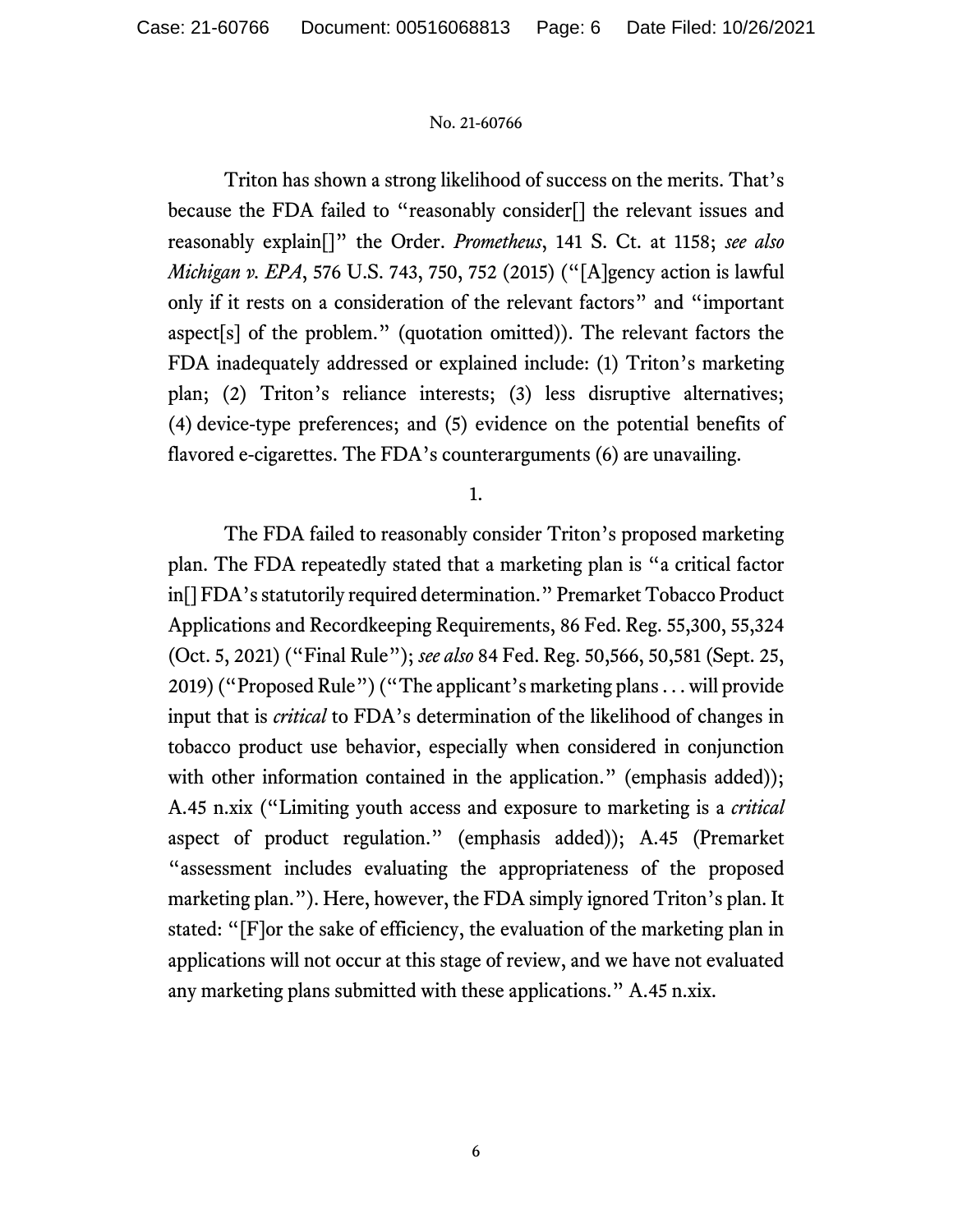Triton has shown a strong likelihood of success on the merits. That's because the FDA failed to "reasonably consider[] the relevant issues and reasonably explain[]" the Order. *Prometheus*, 141 S. Ct. at 1158; *see also Michigan v. EPA*, 576 U.S. 743, 750, 752 (2015) ("[A]gency action is lawful only if it rests on a consideration of the relevant factors" and "important aspect[s] of the problem." (quotation omitted)). The relevant factors the FDA inadequately addressed or explained include: (1) Triton's marketing plan; (2) Triton's reliance interests; (3) less disruptive alternatives; (4) device-type preferences; and (5) evidence on the potential benefits of flavored e-cigarettes. The FDA's counterarguments (6) are unavailing.

1.

The FDA failed to reasonably consider Triton's proposed marketing plan. The FDA repeatedly stated that a marketing plan is "a critical factor in[] FDA's statutorily required determination." Premarket Tobacco Product Applications and Recordkeeping Requirements, 86 Fed. Reg. 55,300, 55,324 (Oct. 5, 2021) ("Final Rule"); *see also* 84 Fed. Reg. 50,566, 50,581 (Sept. 25, 2019) ("Proposed Rule") ("The applicant's marketing plans . . . will provide input that is *critical* to FDA's determination of the likelihood of changes in tobacco product use behavior, especially when considered in conjunction with other information contained in the application." (emphasis added)); A.45 n.xix ("Limiting youth access and exposure to marketing is a *critical* aspect of product regulation." (emphasis added)); A.45 (Premarket "assessment includes evaluating the appropriateness of the proposed marketing plan."). Here, however, the FDA simply ignored Triton's plan. It stated: "[F]or the sake of efficiency, the evaluation of the marketing plan in applications will not occur at this stage of review, and we have not evaluated any marketing plans submitted with these applications." A.45 n.xix.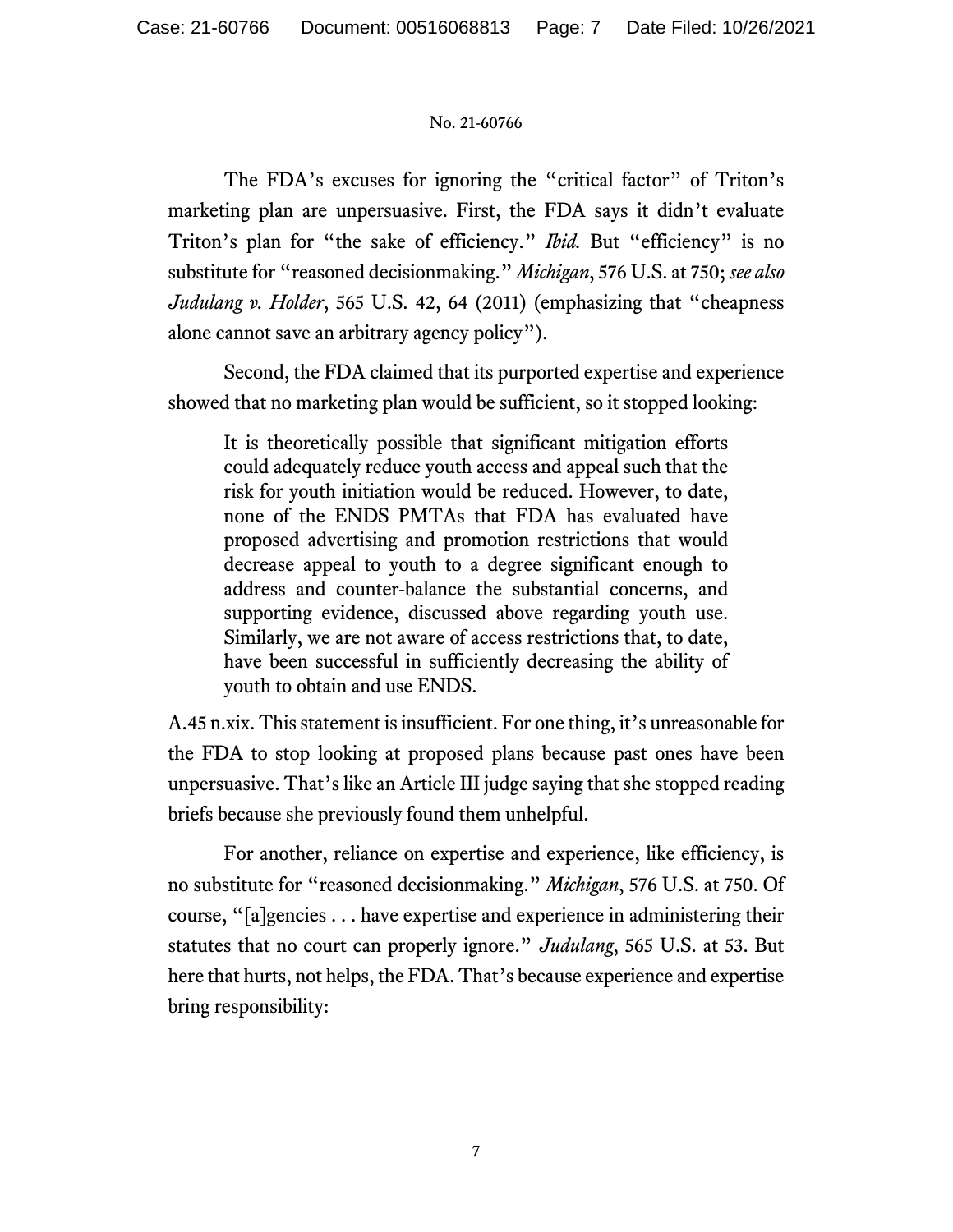The FDA's excuses for ignoring the "critical factor" of Triton's marketing plan are unpersuasive. First, the FDA says it didn't evaluate Triton's plan for "the sake of efficiency." *Ibid.* But "efficiency" is no substitute for "reasoned decisionmaking." *Michigan*, 576 U.S. at 750; *see also Judulang v. Holder*, 565 U.S. 42, 64 (2011) (emphasizing that "cheapness alone cannot save an arbitrary agency policy").

Second, the FDA claimed that its purported expertise and experience showed that no marketing plan would be sufficient, so it stopped looking:

> It is theoretically possible that significant mitigation efforts could adequately reduce youth access and appeal such that the risk for youth initiation would be reduced. However, to date, none of the ENDS PMTAs that FDA has evaluated have proposed advertising and promotion restrictions that would decrease appeal to youth to a degree significant enough to address and counter-balance the substantial concerns, and supporting evidence, discussed above regarding youth use. Similarly, we are not aware of access restrictions that, to date, have been successful in sufficiently decreasing the ability of youth to obtain and use ENDS.

A.45 n.xix. This statement is insufficient. For one thing, it's unreasonable for the FDA to stop looking at proposed plans because past ones have been unpersuasive. That's like an Article III judge saying that she stopped reading briefs because she previously found them unhelpful.

For another, reliance on expertise and experience, like efficiency, is no substitute for "reasoned decisionmaking." *Michigan*, 576 U.S. at 750. Of course, "[a]gencies . . . have expertise and experience in administering their statutes that no court can properly ignore." *Judulang*, 565 U.S. at 53. But here that hurts, not helps, the FDA. That's because experience and expertise bring responsibility: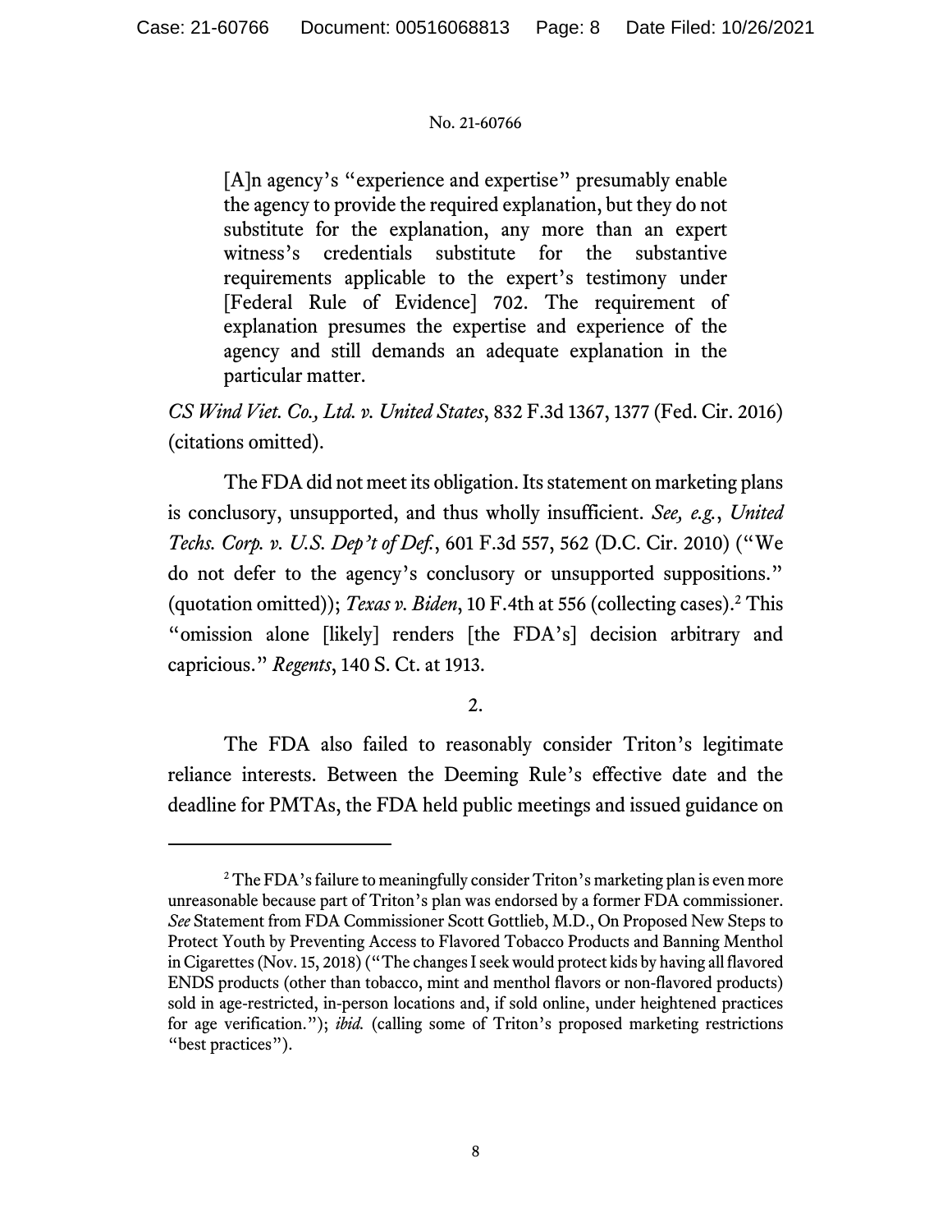> [A]n agency's "experience and expertise" presumably enable the agency to provide the required explanation, but they do not substitute for the explanation, any more than an expert witness's credentials substitute for the substantive requirements applicable to the expert's testimony under [Federal Rule of Evidence] 702. The requirement of explanation presumes the expertise and experience of the agency and still demands an adequate explanation in the particular matter.

*CS Wind Viet. Co., Ltd. v. United States*, 832 F.3d 1367, 1377 (Fed. Cir. 2016) (citations omitted).

The FDA did not meet its obligation. Its statement on marketing plans is conclusory, unsupported, and thus wholly insufficient. *See, e.g.*, *United Techs. Corp. v. U.S. Dep't of Def.*, 601 F.3d 557, 562 (D.C. Cir. 2010) ("We do not defer to the agency's conclusory or unsupported suppositions." (quotation omitted)); *Texas v. Biden*, 10 F.4th at 556 (collecting cases).[2] This "omission alone [likely] renders [the FDA's] decision arbitrary and capricious." *Regents*, 140 S. Ct. at 1913.

2.

The FDA also failed to reasonably consider Triton's legitimate reliance interests. Between the Deeming Rule's effective date and the deadline for PMTAs, the FDA held public meetings and issued guidance on

---

[2] The FDA's failure to meaningfully consider Triton's marketing plan is even more unreasonable because part of Triton's plan was endorsed by a former FDA commissioner. *See* Statement from FDA Commissioner Scott Gottlieb, M.D., On Proposed New Steps to Protect Youth by Preventing Access to Flavored Tobacco Products and Banning Menthol in Cigarettes (Nov. 15, 2018) ("The changes I seek would protect kids by having all flavored ENDS products (other than tobacco, mint and menthol flavors or non-flavored products) sold in age-restricted, in-person locations and, if sold online, under heightened practices for age verification."); *ibid.* (calling some of Triton's proposed marketing restrictions "best practices").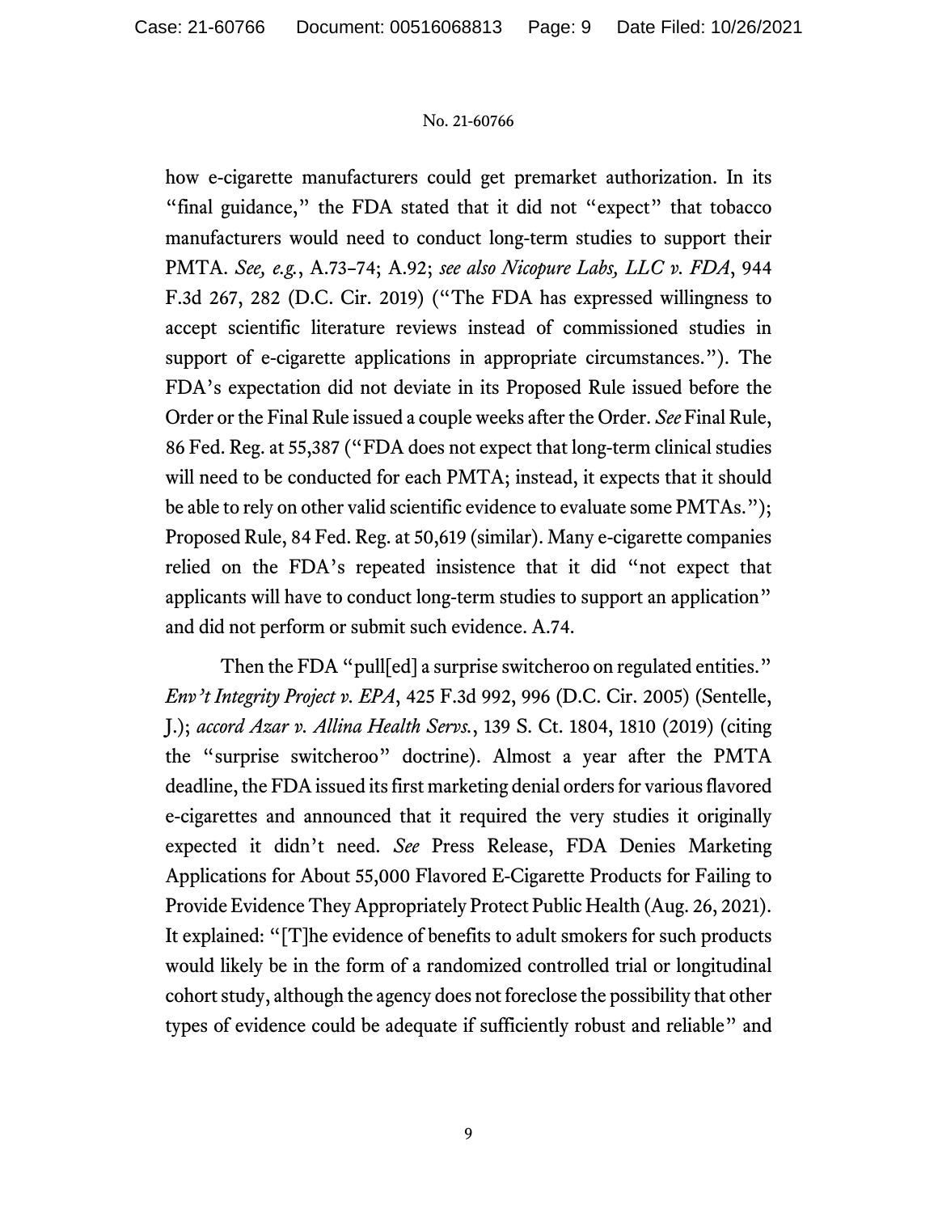how e-cigarette manufacturers could get premarket authorization. In its "final guidance," the FDA stated that it did not "expect" that tobacco manufacturers would need to conduct long-term studies to support their PMTA. *See, e.g.*, A.73–74; A.92; *see also Nicopure Labs, LLC v. FDA*, 944 F.3d 267, 282 (D.C. Cir. 2019) ("The FDA has expressed willingness to accept scientific literature reviews instead of commissioned studies in support of e-cigarette applications in appropriate circumstances."). The FDA's expectation did not deviate in its Proposed Rule issued before the Order or the Final Rule issued a couple weeks after the Order. *See* Final Rule, 86 Fed. Reg. at 55,387 ("FDA does not expect that long-term clinical studies will need to be conducted for each PMTA; instead, it expects that it should be able to rely on other valid scientific evidence to evaluate some PMTAs."); Proposed Rule, 84 Fed. Reg. at 50,619 (similar). Many e-cigarette companies relied on the FDA's repeated insistence that it did "not expect that applicants will have to conduct long-term studies to support an application" and did not perform or submit such evidence. A.74.

Then the FDA "pull[ed] a surprise switcheroo on regulated entities." *Env't Integrity Project v. EPA*, 425 F.3d 992, 996 (D.C. Cir. 2005) (Sentelle, J.); *accord Azar v. Allina Health Servs.*, 139 S. Ct. 1804, 1810 (2019) (citing the "surprise switcheroo" doctrine). Almost a year after the PMTA deadline, the FDA issued its first marketing denial orders for various flavored e-cigarettes and announced that it required the very studies it originally expected it didn't need. *See* Press Release, FDA Denies Marketing Applications for About 55,000 Flavored E-Cigarette Products for Failing to Provide Evidence They Appropriately Protect Public Health (Aug. 26, 2021). It explained: "[T]he evidence of benefits to adult smokers for such products would likely be in the form of a randomized controlled trial or longitudinal cohort study, although the agency does not foreclose the possibility that other types of evidence could be adequate if sufficiently robust and reliable" and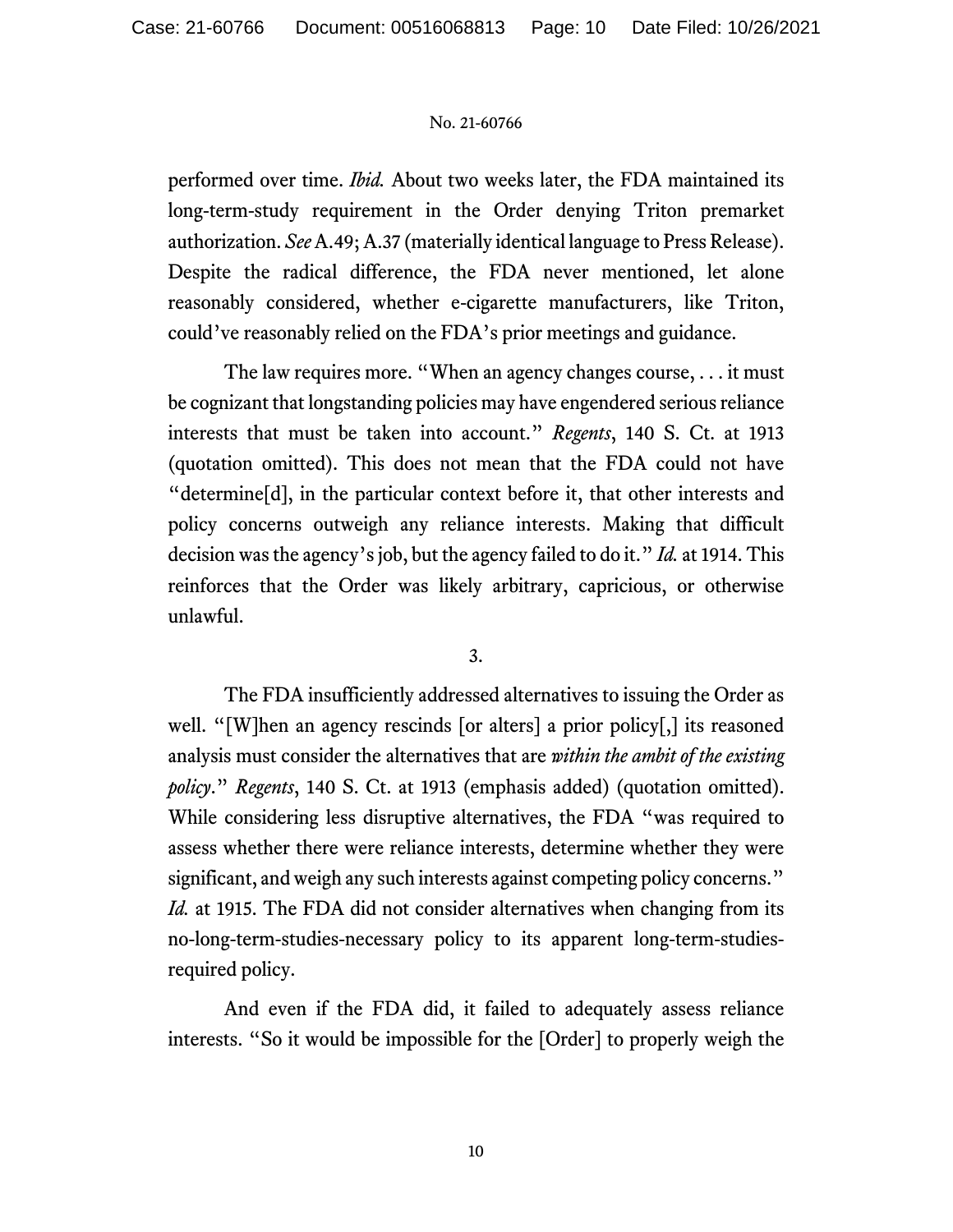performed over time. *Ibid.* About two weeks later, the FDA maintained its long-term-study requirement in the Order denying Triton premarket authorization. *See* A.49; A.37 (materially identical language to Press Release). Despite the radical difference, the FDA never mentioned, let alone reasonably considered, whether e-cigarette manufacturers, like Triton, could've reasonably relied on the FDA's prior meetings and guidance.

The law requires more. "When an agency changes course, . . . it must be cognizant that longstanding policies may have engendered serious reliance interests that must be taken into account." *Regents*, 140 S. Ct. at 1913 (quotation omitted). This does not mean that the FDA could not have "determine[d], in the particular context before it, that other interests and policy concerns outweigh any reliance interests. Making that difficult decision was the agency's job, but the agency failed to do it." *Id.* at 1914. This reinforces that the Order was likely arbitrary, capricious, or otherwise unlawful.

3.

The FDA insufficiently addressed alternatives to issuing the Order as well. "[W]hen an agency rescinds [or alters] a prior policy[,] its reasoned analysis must consider the alternatives that are *within the ambit of the existing policy*." *Regents*, 140 S. Ct. at 1913 (emphasis added) (quotation omitted). While considering less disruptive alternatives, the FDA "was required to assess whether there were reliance interests, determine whether they were significant, and weigh any such interests against competing policy concerns." *Id.* at 1915. The FDA did not consider alternatives when changing from its no-long-term-studies-necessary policy to its apparent long-term-studies-required policy.

And even if the FDA did, it failed to adequately assess reliance interests. "So it would be impossible for the [Order] to properly weigh the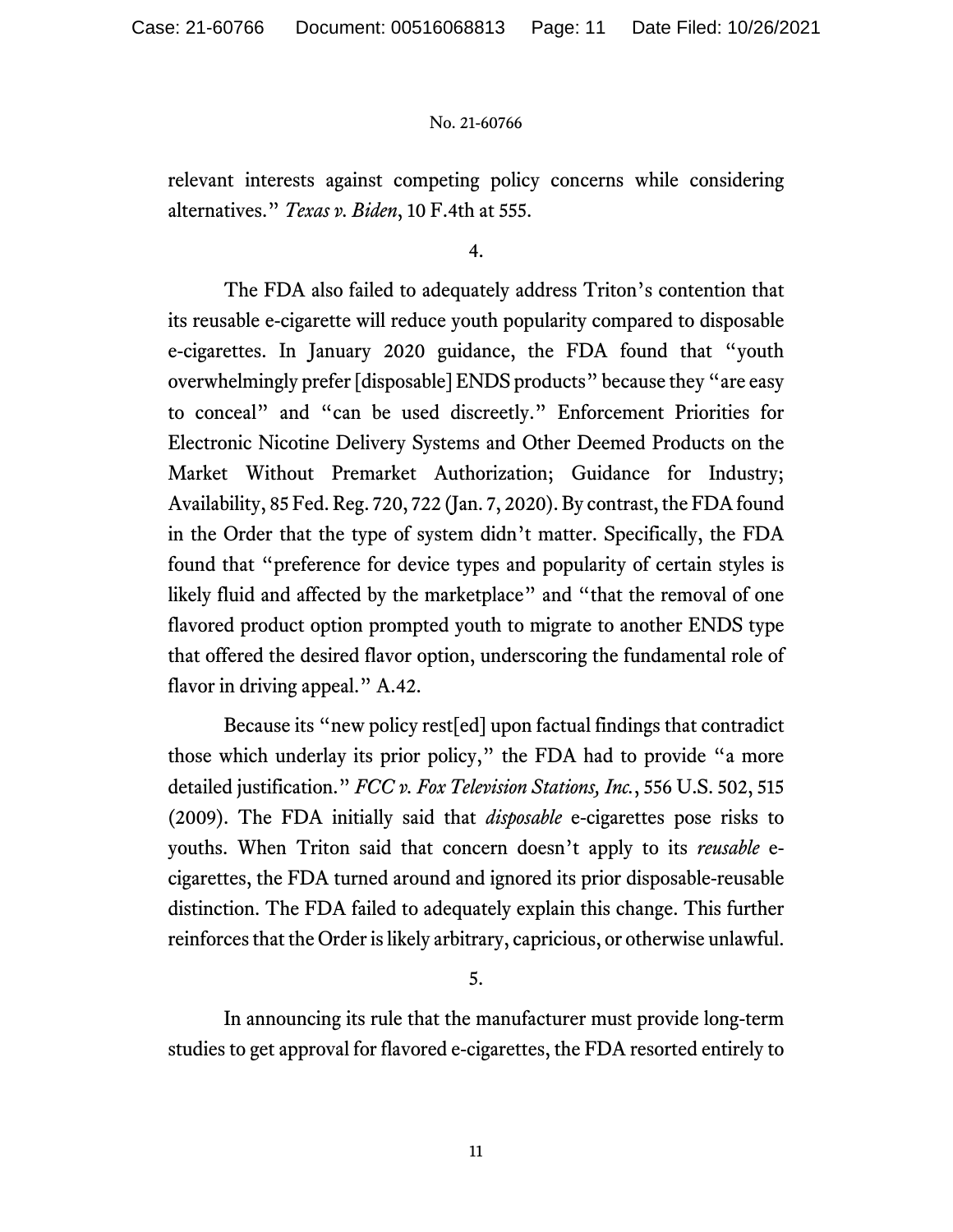relevant interests against competing policy concerns while considering alternatives." *Texas v. Biden*, 10 F.4th at 555.

4.

The FDA also failed to adequately address Triton's contention that its reusable e-cigarette will reduce youth popularity compared to disposable e-cigarettes. In January 2020 guidance, the FDA found that "youth overwhelmingly prefer [disposable] ENDS products" because they "are easy to conceal" and "can be used discreetly." Enforcement Priorities for Electronic Nicotine Delivery Systems and Other Deemed Products on the Market Without Premarket Authorization; Guidance for Industry; Availability, 85 Fed. Reg. 720, 722 (Jan. 7, 2020). By contrast, the FDA found in the Order that the type of system didn't matter. Specifically, the FDA found that "preference for device types and popularity of certain styles is likely fluid and affected by the marketplace" and "that the removal of one flavored product option prompted youth to migrate to another ENDS type that offered the desired flavor option, underscoring the fundamental role of flavor in driving appeal." A.42.

Because its "new policy rest[ed] upon factual findings that contradict those which underlay its prior policy," the FDA had to provide "a more detailed justification." *FCC v. Fox Television Stations, Inc.*, 556 U.S. 502, 515 (2009). The FDA initially said that *disposable* e-cigarettes pose risks to youths. When Triton said that concern doesn't apply to its *reusable* e-cigarettes, the FDA turned around and ignored its prior disposable-reusable distinction. The FDA failed to adequately explain this change. This further reinforces that the Order is likely arbitrary, capricious, or otherwise unlawful.

5.

In announcing its rule that the manufacturer must provide long-term studies to get approval for flavored e-cigarettes, the FDA resorted entirely to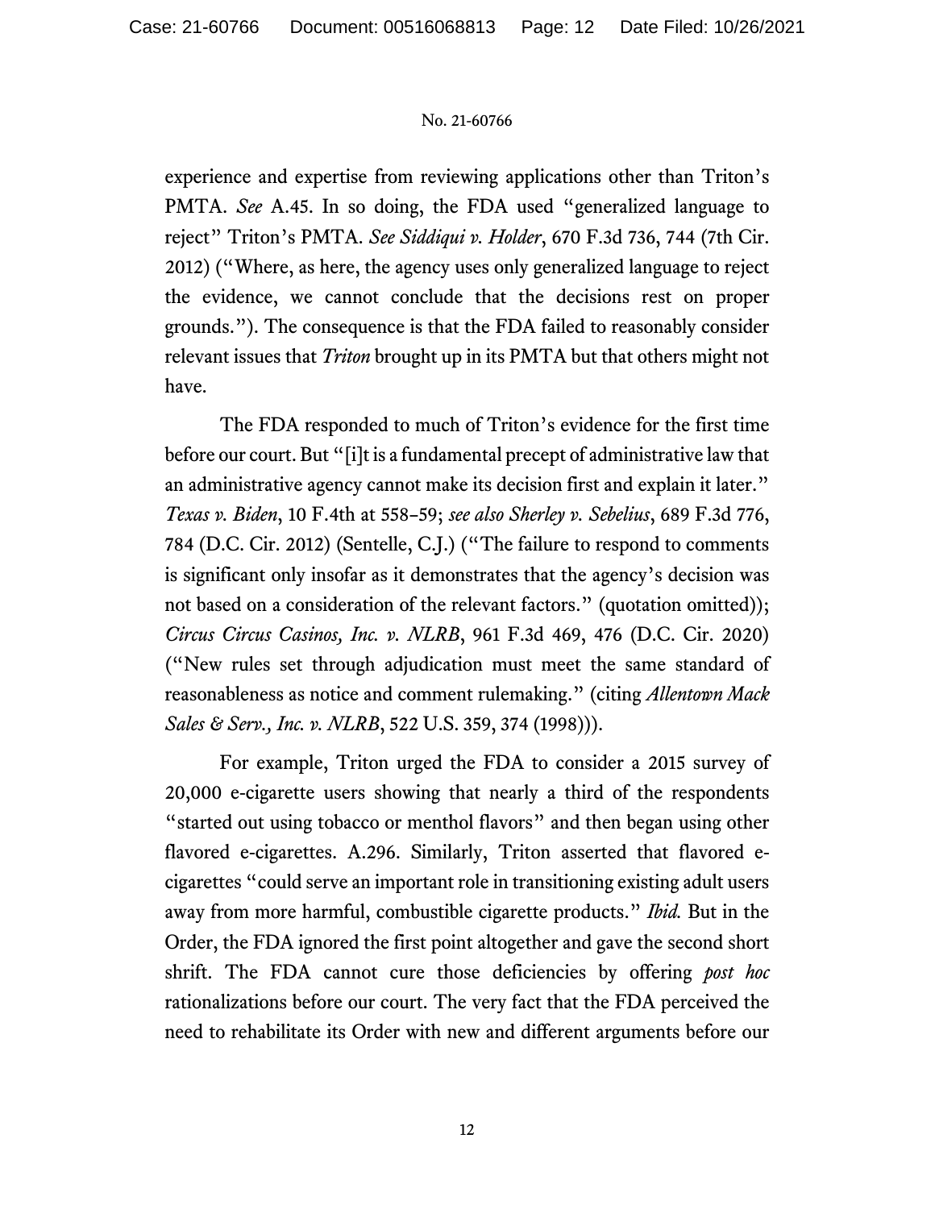experience and expertise from reviewing applications other than Triton's PMTA. *See* A.45. In so doing, the FDA used "generalized language to reject" Triton's PMTA. *See Siddiqui v. Holder*, 670 F.3d 736, 744 (7th Cir. 2012) ("Where, as here, the agency uses only generalized language to reject the evidence, we cannot conclude that the decisions rest on proper grounds."). The consequence is that the FDA failed to reasonably consider relevant issues that *Triton* brought up in its PMTA but that others might not have.

The FDA responded to much of Triton's evidence for the first time before our court. But "[i]t is a fundamental precept of administrative law that an administrative agency cannot make its decision first and explain it later." *Texas v. Biden*, 10 F.4th at 558–59; *see also Sherley v. Sebelius*, 689 F.3d 776, 784 (D.C. Cir. 2012) (Sentelle, C.J.) ("The failure to respond to comments is significant only insofar as it demonstrates that the agency's decision was not based on a consideration of the relevant factors." (quotation omitted)); *Circus Circus Casinos, Inc. v. NLRB*, 961 F.3d 469, 476 (D.C. Cir. 2020) ("New rules set through adjudication must meet the same standard of reasonableness as notice and comment rulemaking." (citing *Allentown Mack Sales & Serv., Inc. v. NLRB*, 522 U.S. 359, 374 (1998))).

For example, Triton urged the FDA to consider a 2015 survey of 20,000 e-cigarette users showing that nearly a third of the respondents "started out using tobacco or menthol flavors" and then began using other flavored e-cigarettes. A.296. Similarly, Triton asserted that flavored e-cigarettes "could serve an important role in transitioning existing adult users away from more harmful, combustible cigarette products." *Ibid.* But in the Order, the FDA ignored the first point altogether and gave the second short shrift. The FDA cannot cure those deficiencies by offering *post hoc* rationalizations before our court. The very fact that the FDA perceived the need to rehabilitate its Order with new and different arguments before our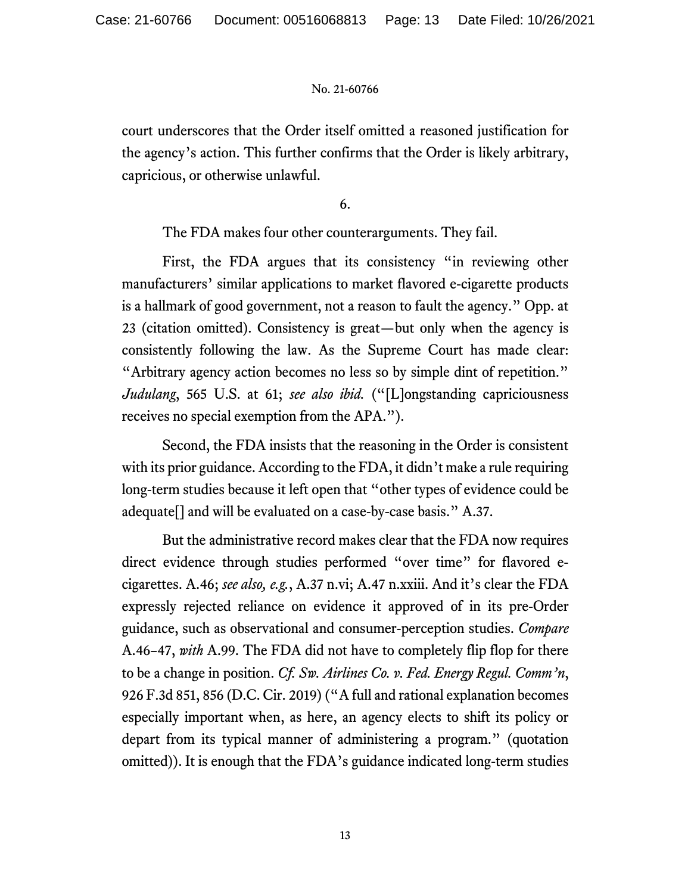court underscores that the Order itself omitted a reasoned justification for the agency's action. This further confirms that the Order is likely arbitrary, capricious, or otherwise unlawful.

6.

The FDA makes four other counterarguments. They fail.

First, the FDA argues that its consistency "in reviewing other manufacturers' similar applications to market flavored e-cigarette products is a hallmark of good government, not a reason to fault the agency." Opp. at 23 (citation omitted). Consistency is great—but only when the agency is consistently following the law. As the Supreme Court has made clear: "Arbitrary agency action becomes no less so by simple dint of repetition." *Judulang*, 565 U.S. at 61; *see also ibid.* ("[L]ongstanding capriciousness receives no special exemption from the APA.").

Second, the FDA insists that the reasoning in the Order is consistent with its prior guidance. According to the FDA, it didn't make a rule requiring long-term studies because it left open that "other types of evidence could be adequate[] and will be evaluated on a case-by-case basis." A.37.

But the administrative record makes clear that the FDA now requires direct evidence through studies performed "over time" for flavored e-cigarettes. A.46; *see also, e.g.*, A.37 n.vi; A.47 n.xxiii. And it's clear the FDA expressly rejected reliance on evidence it approved of in its pre-Order guidance, such as observational and consumer-perception studies. *Compare* A.46–47, *with* A.99. The FDA did not have to completely flip flop for there to be a change in position. *Cf. Sw. Airlines Co. v. Fed. Energy Regul. Comm'n*, 926 F.3d 851, 856 (D.C. Cir. 2019) ("A full and rational explanation becomes especially important when, as here, an agency elects to shift its policy or depart from its typical manner of administering a program." (quotation omitted)). It is enough that the FDA's guidance indicated long-term studies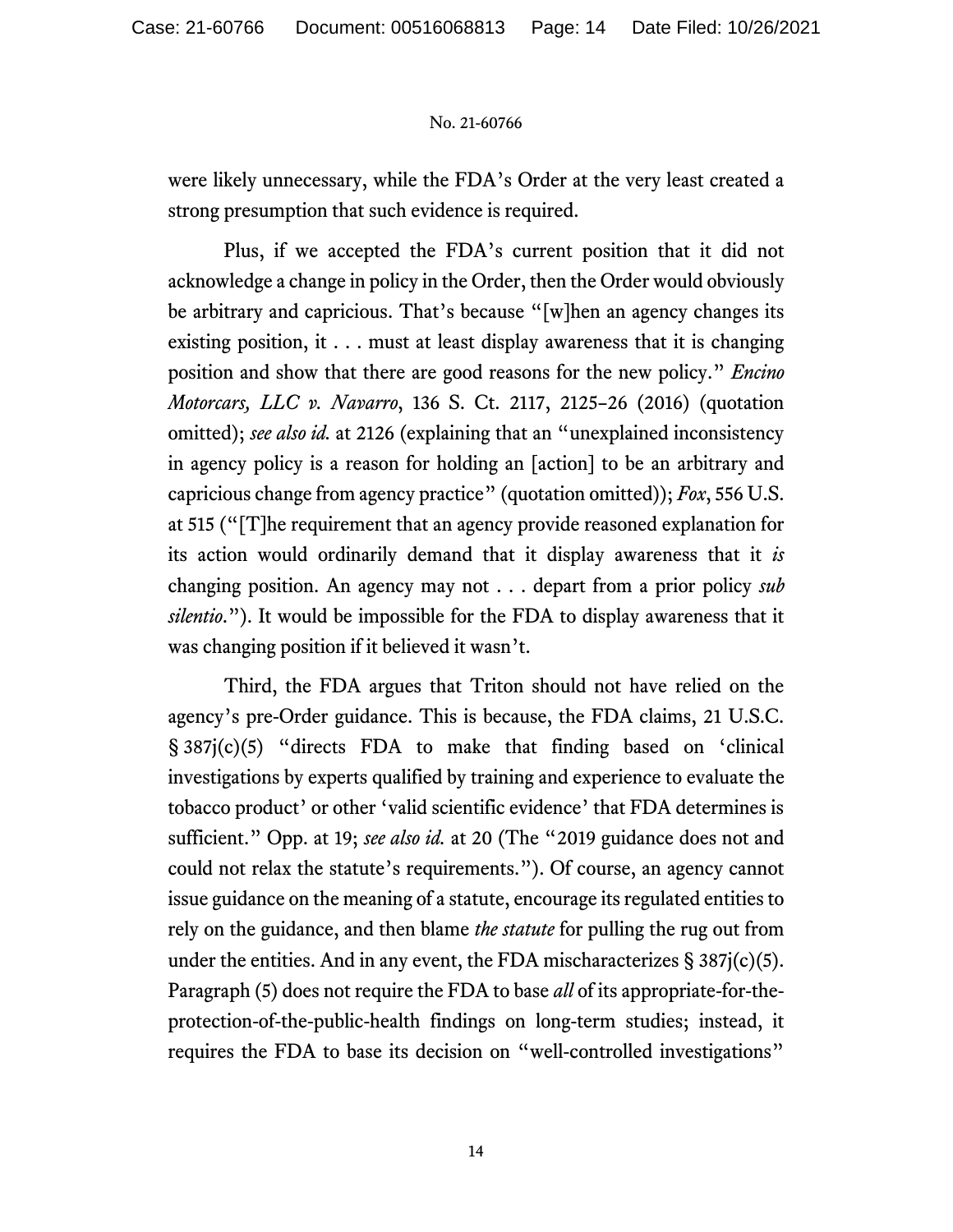were likely unnecessary, while the FDA's Order at the very least created a strong presumption that such evidence is required.

Plus, if we accepted the FDA's current position that it did not acknowledge a change in policy in the Order, then the Order would obviously be arbitrary and capricious. That's because "[w]hen an agency changes its existing position, it . . . must at least display awareness that it is changing position and show that there are good reasons for the new policy." *Encino Motorcars, LLC v. Navarro*, 136 S. Ct. 2117, 2125–26 (2016) (quotation omitted); *see also id.* at 2126 (explaining that an "unexplained inconsistency in agency policy is a reason for holding an [action] to be an arbitrary and capricious change from agency practice" (quotation omitted)); *Fox*, 556 U.S. at 515 ("[T]he requirement that an agency provide reasoned explanation for its action would ordinarily demand that it display awareness that it *is* changing position. An agency may not . . . depart from a prior policy *sub silentio*."). It would be impossible for the FDA to display awareness that it was changing position if it believed it wasn't.

Third, the FDA argues that Triton should not have relied on the agency's pre-Order guidance. This is because, the FDA claims, 21 U.S.C. § 387j(c)(5) "directs FDA to make that finding based on 'clinical investigations by experts qualified by training and experience to evaluate the tobacco product' or other 'valid scientific evidence' that FDA determines is sufficient." Opp. at 19; *see also id.* at 20 (The "2019 guidance does not and could not relax the statute's requirements."). Of course, an agency cannot issue guidance on the meaning of a statute, encourage its regulated entities to rely on the guidance, and then blame *the statute* for pulling the rug out from under the entities. And in any event, the FDA mischaracterizes § 387j(c)(5). Paragraph (5) does not require the FDA to base *all* of its appropriate-for-the-protection-of-the-public-health findings on long-term studies; instead, it requires the FDA to base its decision on "well-controlled investigations"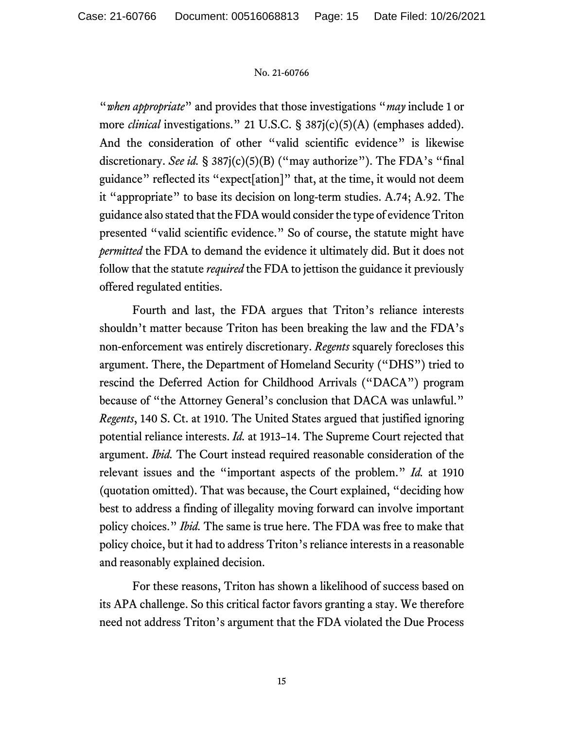"*when appropriate*" and provides that those investigations "*may* include 1 or more *clinical* investigations." 21 U.S.C. § 387j(c)(5)(A) (emphases added). And the consideration of other "valid scientific evidence" is likewise discretionary. *See id.* § 387j(c)(5)(B) ("may authorize"). The FDA's "final guidance" reflected its "expect[ation]" that, at the time, it would not deem it "appropriate" to base its decision on long-term studies. A.74; A.92. The guidance also stated that the FDA would consider the type of evidence Triton presented "valid scientific evidence." So of course, the statute might have *permitted* the FDA to demand the evidence it ultimately did. But it does not follow that the statute *required* the FDA to jettison the guidance it previously offered regulated entities.

Fourth and last, the FDA argues that Triton's reliance interests shouldn't matter because Triton has been breaking the law and the FDA's non-enforcement was entirely discretionary. *Regents* squarely forecloses this argument. There, the Department of Homeland Security ("DHS") tried to rescind the Deferred Action for Childhood Arrivals ("DACA") program because of "the Attorney General's conclusion that DACA was unlawful." *Regents*, 140 S. Ct. at 1910. The United States argued that justified ignoring potential reliance interests. *Id.* at 1913–14. The Supreme Court rejected that argument. *Ibid.* The Court instead required reasonable consideration of the relevant issues and the "important aspects of the problem." *Id.* at 1910 (quotation omitted). That was because, the Court explained, "deciding how best to address a finding of illegality moving forward can involve important policy choices." *Ibid.* The same is true here. The FDA was free to make that policy choice, but it had to address Triton's reliance interests in a reasonable and reasonably explained decision.

For these reasons, Triton has shown a likelihood of success based on its APA challenge. So this critical factor favors granting a stay. We therefore need not address Triton's argument that the FDA violated the Due Process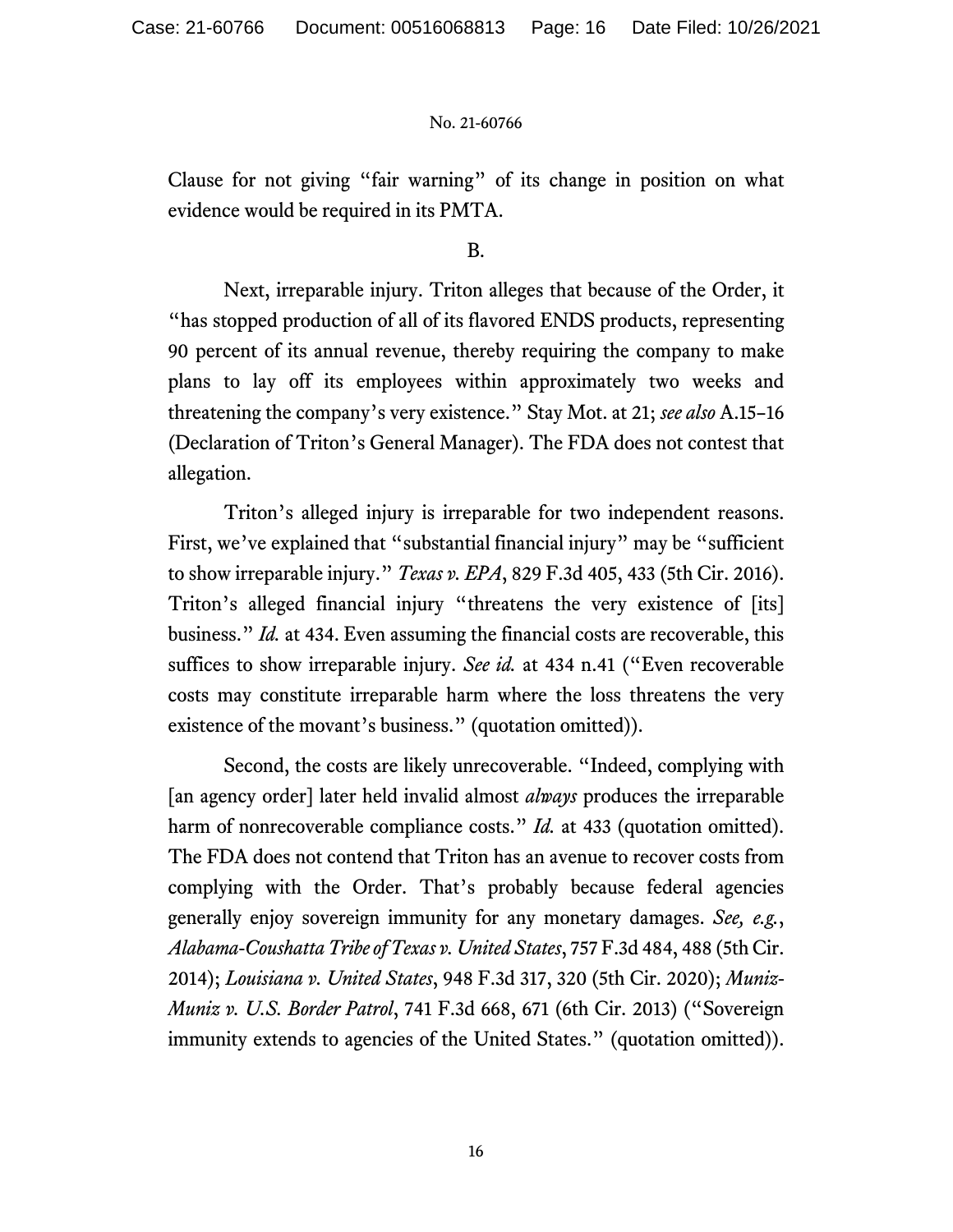Clause for not giving "fair warning" of its change in position on what evidence would be required in its PMTA.

B.

Next, irreparable injury. Triton alleges that because of the Order, it "has stopped production of all of its flavored ENDS products, representing 90 percent of its annual revenue, thereby requiring the company to make plans to lay off its employees within approximately two weeks and threatening the company's very existence." Stay Mot. at 21; *see also* A.15–16 (Declaration of Triton's General Manager). The FDA does not contest that allegation.

Triton's alleged injury is irreparable for two independent reasons. First, we've explained that "substantial financial injury" may be "sufficient to show irreparable injury." *Texas v. EPA*, 829 F.3d 405, 433 (5th Cir. 2016). Triton's alleged financial injury "threatens the very existence of [its] business." *Id.* at 434. Even assuming the financial costs are recoverable, this suffices to show irreparable injury. *See id.* at 434 n.41 ("Even recoverable costs may constitute irreparable harm where the loss threatens the very existence of the movant's business." (quotation omitted)).

Second, the costs are likely unrecoverable. "Indeed, complying with [an agency order] later held invalid almost *always* produces the irreparable harm of nonrecoverable compliance costs." *Id.* at 433 (quotation omitted). The FDA does not contend that Triton has an avenue to recover costs from complying with the Order. That's probably because federal agencies generally enjoy sovereign immunity for any monetary damages. *See, e.g.*, *Alabama-Coushatta Tribe of Texas v. United States*, 757 F.3d 484, 488 (5th Cir. 2014); *Louisiana v. United States*, 948 F.3d 317, 320 (5th Cir. 2020); *Muniz-Muniz v. U.S. Border Patrol*, 741 F.3d 668, 671 (6th Cir. 2013) ("Sovereign immunity extends to agencies of the United States." (quotation omitted)).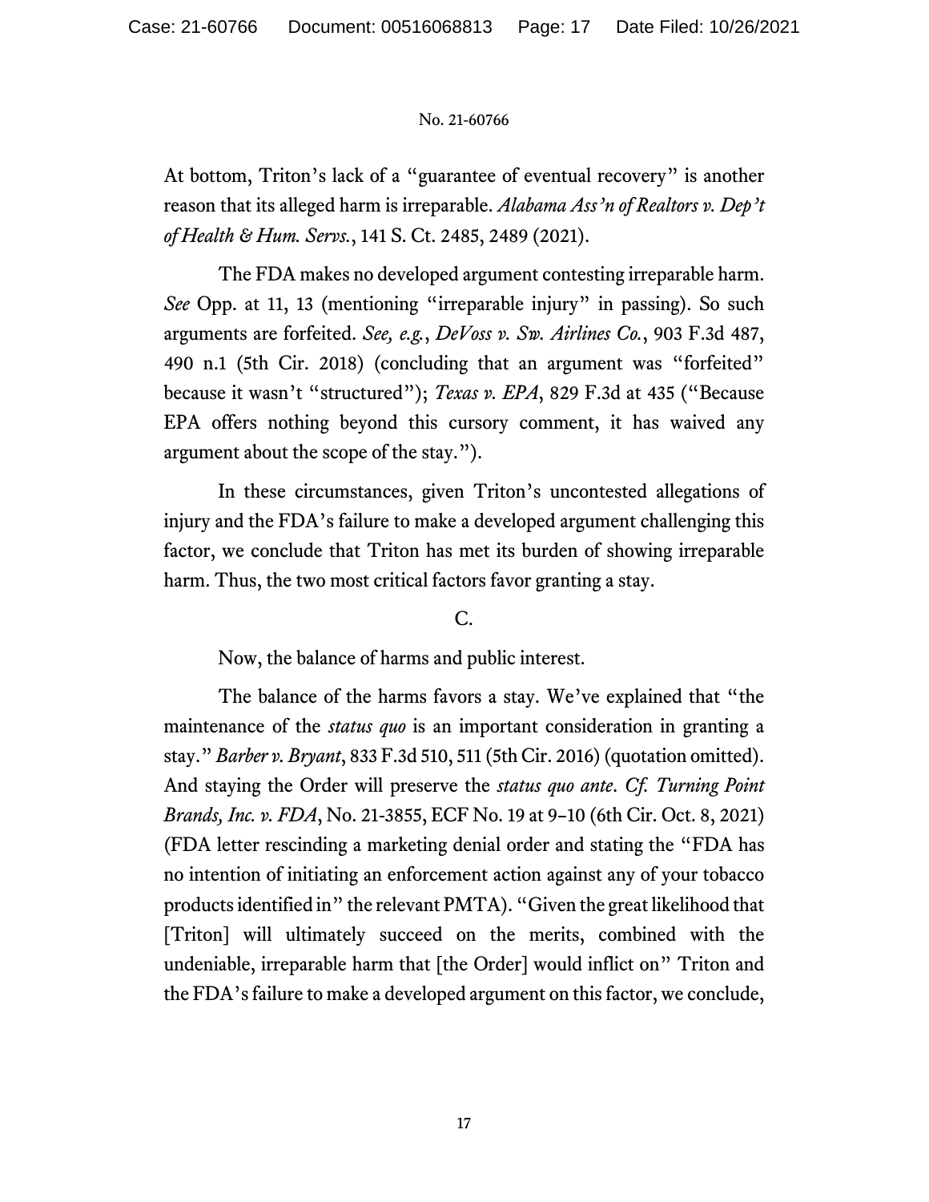At bottom, Triton's lack of a "guarantee of eventual recovery" is another reason that its alleged harm is irreparable. *Alabama Ass'n of Realtors v. Dep't of Health & Hum. Servs.*, 141 S. Ct. 2485, 2489 (2021).

The FDA makes no developed argument contesting irreparable harm. *See* Opp. at 11, 13 (mentioning "irreparable injury" in passing). So such arguments are forfeited. *See, e.g.*, *DeVoss v. Sw. Airlines Co.*, 903 F.3d 487, 490 n.1 (5th Cir. 2018) (concluding that an argument was "forfeited" because it wasn't "structured"); *Texas v. EPA*, 829 F.3d at 435 ("Because EPA offers nothing beyond this cursory comment, it has waived any argument about the scope of the stay.").

In these circumstances, given Triton's uncontested allegations of injury and the FDA's failure to make a developed argument challenging this factor, we conclude that Triton has met its burden of showing irreparable harm. Thus, the two most critical factors favor granting a stay.

C.

Now, the balance of harms and public interest.

The balance of the harms favors a stay. We've explained that "the maintenance of the *status quo* is an important consideration in granting a stay." *Barber v. Bryant*, 833 F.3d 510, 511 (5th Cir. 2016) (quotation omitted). And staying the Order will preserve the *status quo ante*. *Cf. Turning Point Brands, Inc. v. FDA*, No. 21-3855, ECF No. 19 at 9–10 (6th Cir. Oct. 8, 2021) (FDA letter rescinding a marketing denial order and stating the "FDA has no intention of initiating an enforcement action against any of your tobacco products identified in" the relevant PMTA). "Given the great likelihood that [Triton] will ultimately succeed on the merits, combined with the undeniable, irreparable harm that [the Order] would inflict on" Triton and the FDA's failure to make a developed argument on this factor, we conclude,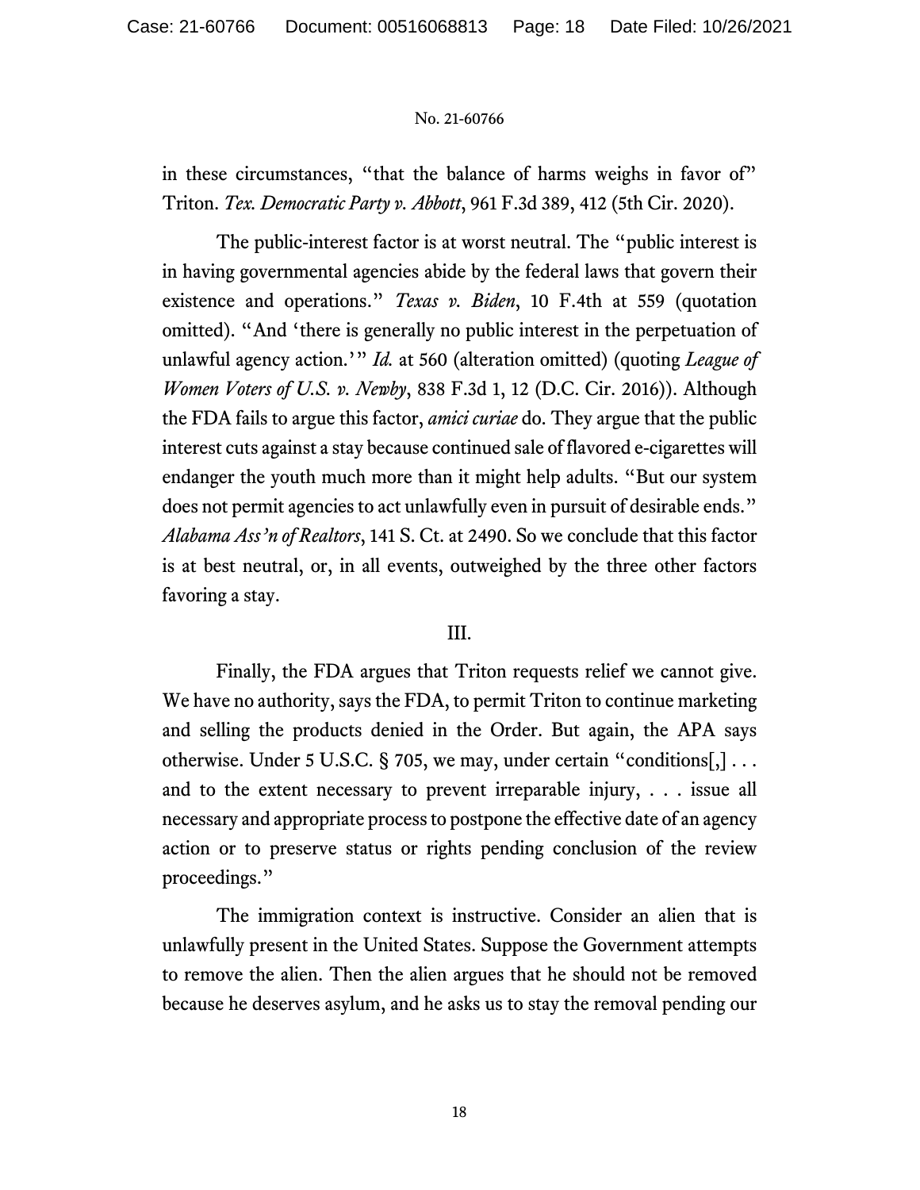in these circumstances, "that the balance of harms weighs in favor of" Triton. *Tex. Democratic Party v. Abbott*, 961 F.3d 389, 412 (5th Cir. 2020).

The public-interest factor is at worst neutral. The "public interest is in having governmental agencies abide by the federal laws that govern their existence and operations." *Texas v. Biden*, 10 F.4th at 559 (quotation omitted). "And 'there is generally no public interest in the perpetuation of unlawful agency action.'" *Id.* at 560 (alteration omitted) (quoting *League of Women Voters of U.S. v. Newby*, 838 F.3d 1, 12 (D.C. Cir. 2016)). Although the FDA fails to argue this factor, *amici curiae* do. They argue that the public interest cuts against a stay because continued sale of flavored e-cigarettes will endanger the youth much more than it might help adults. "But our system does not permit agencies to act unlawfully even in pursuit of desirable ends." *Alabama Ass'n of Realtors*, 141 S. Ct. at 2490. So we conclude that this factor is at best neutral, or, in all events, outweighed by the three other factors favoring a stay.

## III.

Finally, the FDA argues that Triton requests relief we cannot give. We have no authority, says the FDA, to permit Triton to continue marketing and selling the products denied in the Order. But again, the APA says otherwise. Under 5 U.S.C. § 705, we may, under certain "conditions[,] . . . and to the extent necessary to prevent irreparable injury, . . . issue all necessary and appropriate process to postpone the effective date of an agency action or to preserve status or rights pending conclusion of the review proceedings."

The immigration context is instructive. Consider an alien that is unlawfully present in the United States. Suppose the Government attempts to remove the alien. Then the alien argues that he should not be removed because he deserves asylum, and he asks us to stay the removal pending our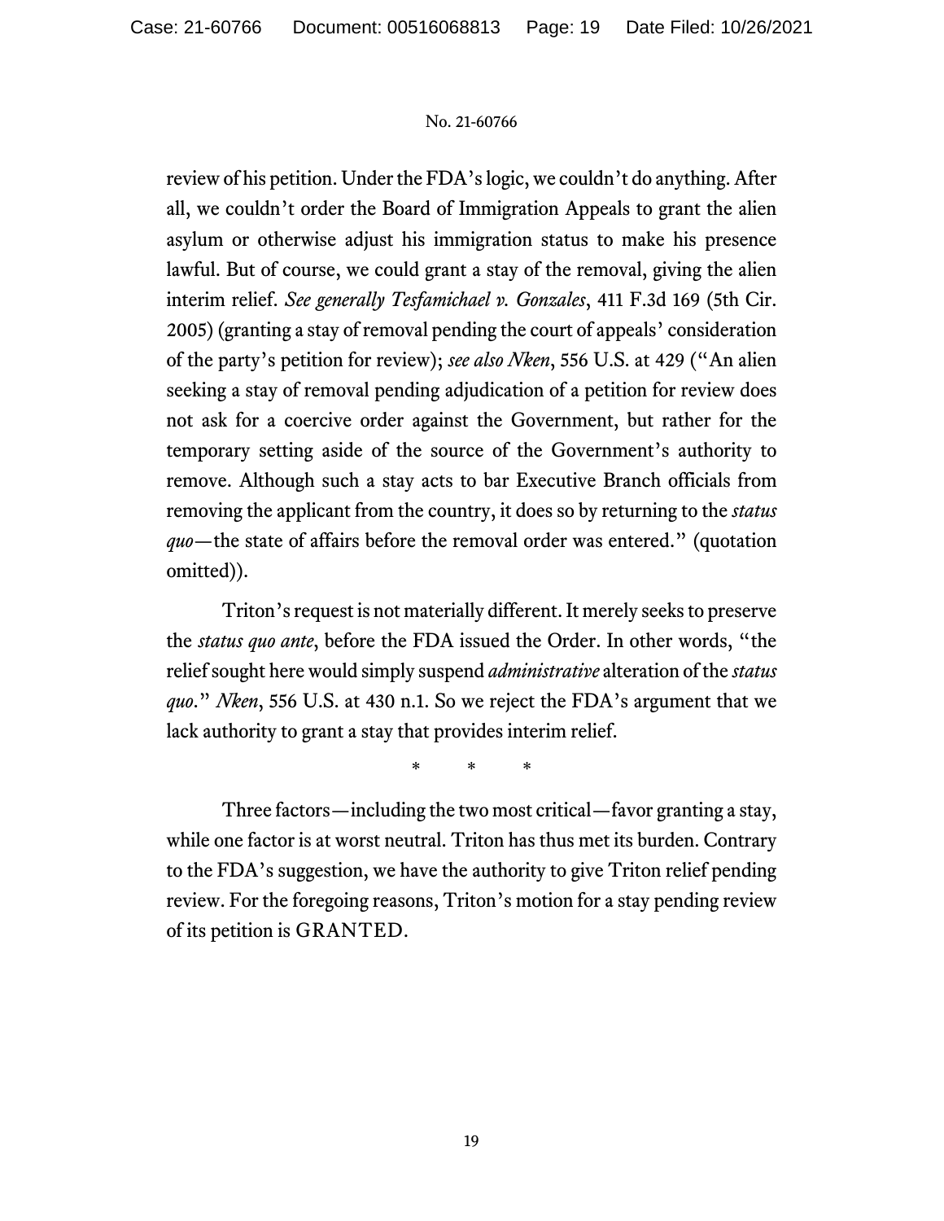review of his petition. Under the FDA's logic, we couldn't do anything. After all, we couldn't order the Board of Immigration Appeals to grant the alien asylum or otherwise adjust his immigration status to make his presence lawful. But of course, we could grant a stay of the removal, giving the alien interim relief. *See generally Tesfamichael v. Gonzales*, 411 F.3d 169 (5th Cir. 2005) (granting a stay of removal pending the court of appeals' consideration of the party's petition for review); *see also Nken*, 556 U.S. at 429 ("An alien seeking a stay of removal pending adjudication of a petition for review does not ask for a coercive order against the Government, but rather for the temporary setting aside of the source of the Government's authority to remove. Although such a stay acts to bar Executive Branch officials from removing the applicant from the country, it does so by returning to the *status quo*—the state of affairs before the removal order was entered." (quotation omitted)).

Triton's request is not materially different. It merely seeks to preserve the *status quo ante*, before the FDA issued the Order. In other words, "the relief sought here would simply suspend *administrative* alteration of the *status quo*." *Nken*, 556 U.S. at 430 n.1. So we reject the FDA's argument that we lack authority to grant a stay that provides interim relief.

\* \* \*

Three factors—including the two most critical—favor granting a stay, while one factor is at worst neutral. Triton has thus met its burden. Contrary to the FDA's suggestion, we have the authority to give Triton relief pending review. For the foregoing reasons, Triton's motion for a stay pending review of its petition is GRANTED.